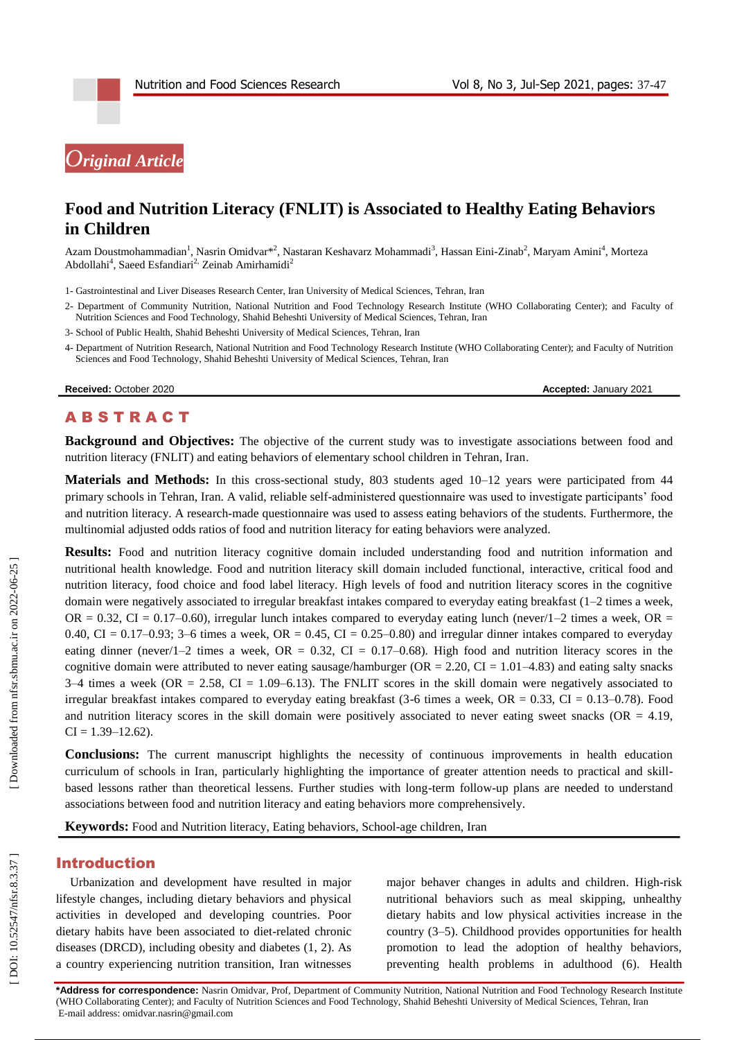*Original Article*

# Food and Nutrition Literacy (FNLIT) is Associated to Healthy Eating Behaviors in Children

Azam Doustmohammadian[1], Nasrin Omidvar*[2], Nastaran Keshavarz Mohammadi[3], Hassan Eini-Zinab[2], Maryam Amini[4], Morteza Abdollahi[4], Saeed Esfandiari[2], Zeinab Amirhamidi[2]

1- Gastrointestinal and Liver Diseases Research Center, Iran University of Medical Sciences, Tehran, Iran

2- Department of Community Nutrition, National Nutrition and Food Technology Research Institute (WHO Collaborating Center); and Faculty of Nutrition Sciences and Food Technology, Shahid Beheshti University of Medical Sciences, Tehran, Iran

3- School of Public Health, Shahid Beheshti University of Medical Sciences, Tehran, Iran

4- Department of Nutrition Research, National Nutrition and Food Technology Research Institute (WHO Collaborating Center); and Faculty of Nutrition Sciences and Food Technology, Shahid Beheshti University of Medical Sciences, Tehran, Iran

**Received:** October 2020 **Accepted:** January 2021

## ABSTRACT

**Background and Objectives:** The objective of the current study was to investigate associations between food and nutrition literacy (FNLIT) and eating behaviors of elementary school children in Tehran, Iran.

**Materials and Methods:** In this cross-sectional study, 803 students aged 10–12 years were participated from 44 primary schools in Tehran, Iran. A valid, reliable self-administered questionnaire was used to investigate participants' food and nutrition literacy. A research-made questionnaire was used to assess eating behaviors of the students. Furthermore, the multinomial adjusted odds ratios of food and nutrition literacy for eating behaviors were analyzed.

**Results:** Food and nutrition literacy cognitive domain included understanding food and nutrition information and nutritional health knowledge. Food and nutrition literacy skill domain included functional, interactive, critical food and nutrition literacy, food choice and food label literacy. High levels of food and nutrition literacy scores in the cognitive domain were negatively associated to irregular breakfast intakes compared to everyday eating breakfast (1–2 times a week, OR = 0.32, CI = 0.17–0.60), irregular lunch intakes compared to everyday eating lunch (never/1–2 times a week, OR = 0.40, CI = 0.17–0.93; 3–6 times a week, OR = 0.45, CI = 0.25–0.80) and irregular dinner intakes compared to everyday eating dinner (never/1–2 times a week, OR = 0.32, CI = 0.17–0.68). High food and nutrition literacy scores in the cognitive domain were attributed to never eating sausage/hamburger (OR = 2.20, CI = 1.01–4.83) and eating salty snacks 3–4 times a week (OR = 2.58, CI = 1.09–6.13). The FNLIT scores in the skill domain were negatively associated to irregular breakfast intakes compared to everyday eating breakfast (3-6 times a week, OR = 0.33, CI = 0.13–0.78). Food and nutrition literacy scores in the skill domain were positively associated to never eating sweet snacks (OR = 4.19, CI = 1.39–12.62).

**Conclusions:** The current manuscript highlights the necessity of continuous improvements in health education curriculum of schools in Iran, particularly highlighting the importance of greater attention needs to practical and skill-based lessons rather than theoretical lessens. Further studies with long-term follow-up plans are needed to understand associations between food and nutrition literacy and eating behaviors more comprehensively.

**Keywords:** Food and Nutrition literacy, Eating behaviors, School-age children, Iran

## Introduction

Urbanization and development have resulted in major lifestyle changes, including dietary behaviors and physical activities in developed and developing countries. Poor dietary habits have been associated to diet-related chronic diseases (DRCD), including obesity and diabetes (1, 2). As a country experiencing nutrition transition, Iran witnesses major behaver changes in adults and children. High-risk nutritional behaviors such as meal skipping, unhealthy dietary habits and low physical activities increase in the country (3–5). Childhood provides opportunities for health promotion to lead the adoption of healthy behaviors, preventing health problems in adulthood (6). Health

**\*Address for correspondence:** Nasrin Omidvar, Prof, Department of Community Nutrition, National Nutrition and Food Technology Research Institute (WHO Collaborating Center); and Faculty of Nutrition Sciences and Food Technology, Shahid Beheshti University of Medical Sciences, Tehran, Iran
E-mail address: omidvar.nasrin@gmail.com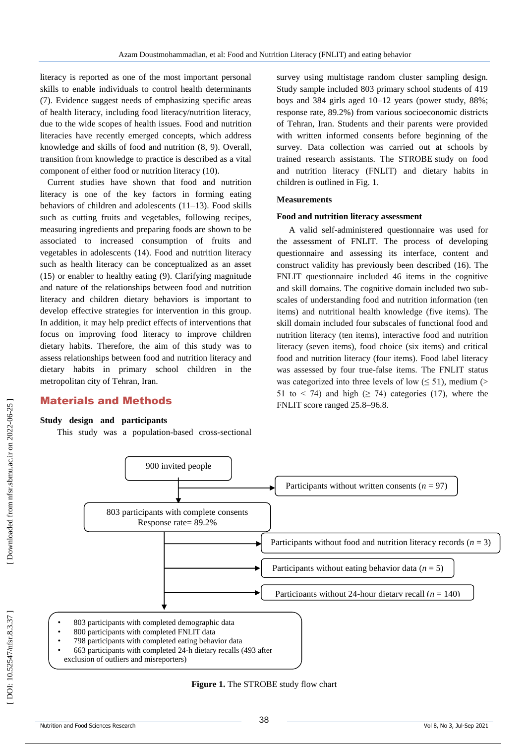literacy is reported as one of the most important personal skills to enable individuals to control health determinants (7). Evidence suggest needs of emphasizing specific areas of health literacy, including food literacy/nutrition literacy, due to the wide scopes of health issues. Food and nutrition literacies have recently emerged concepts, which address knowledge and skills of food and nutrition (8, 9). Overall, transition from knowledge to practice is described as a vital component of either food or nutrition literacy (10).

Current studies have shown that food and nutrition literacy is one of the key factors in forming eating behaviors of children and adolescents (11–13). Food skills such as cutting fruits and vegetables, following recipes, measuring ingredients and preparing foods are shown to be associated to increased consumption of fruits and vegetables in adolescents (14). Food and nutrition literacy such as health literacy can be conceptualized as an asset (15) or enabler to healthy eating (9). Clarifying magnitude and nature of the relationships between food and nutrition literacy and children dietary behaviors is important to develop effective strategies for intervention in this group. In addition, it may help predict effects of interventions that focus on improving food literacy to improve children dietary habits. Therefore, the aim of this study was to assess relationships between food and nutrition literacy and dietary habits in primary school children in the metropolitan city of Tehran, Iran.

## Materials and Methods

### Study design and participants

This study was a population-based cross-sectional survey using multistage random cluster sampling design. Study sample included 803 primary school students of 419 boys and 384 girls aged 10–12 years (power study, 88%; response rate, 89.2%) from various socioeconomic districts of Tehran, Iran. Students and their parents were provided with written informed consents before beginning of the survey. Data collection was carried out at schools by trained research assistants. The STROBE study on food and nutrition literacy (FNLIT) and dietary habits in children is outlined in Fig. 1.

### Measurements

#### Food and nutrition literacy assessment

A valid self-administered questionnaire was used for the assessment of FNLIT. The process of developing questionnaire and assessing its interface, content and construct validity has previously been described (16). The FNLIT questionnaire included 46 items in the cognitive and skill domains. The cognitive domain included two sub-scales of understanding food and nutrition information (ten items) and nutritional health knowledge (five items). The skill domain included four subscales of functional food and nutrition literacy (ten items), interactive food and nutrition literacy (seven items), food choice (six items) and critical food and nutrition literacy (four items). Food label literacy was assessed by four true-false items. The FNLIT status was categorized into three levels of low ($\leq$ 51), medium ($>$ 51 to $<$ 74) and high ($\geq$ 74) categories (17), where the FNLIT score ranged 25.8–96.8.

900 invited people
→ Participants without written consents (*n* = 97)

803 participants with complete consents
Response rate= 89.2%
→ Participants without food and nutrition literacy records (*n* = 3)
→ Participants without eating behavior data (*n* = 5)
→ Participants without 24-hour dietary recall (*n* = 140)

- 803 participants with completed demographic data
- 800 participants with completed FNLIT data
- 798 participants with completed eating behavior data
- 663 participants with completed 24-h dietary recalls (493 after exclusion of outliers and misreporters)

**Figure 1.** The STROBE study flow chart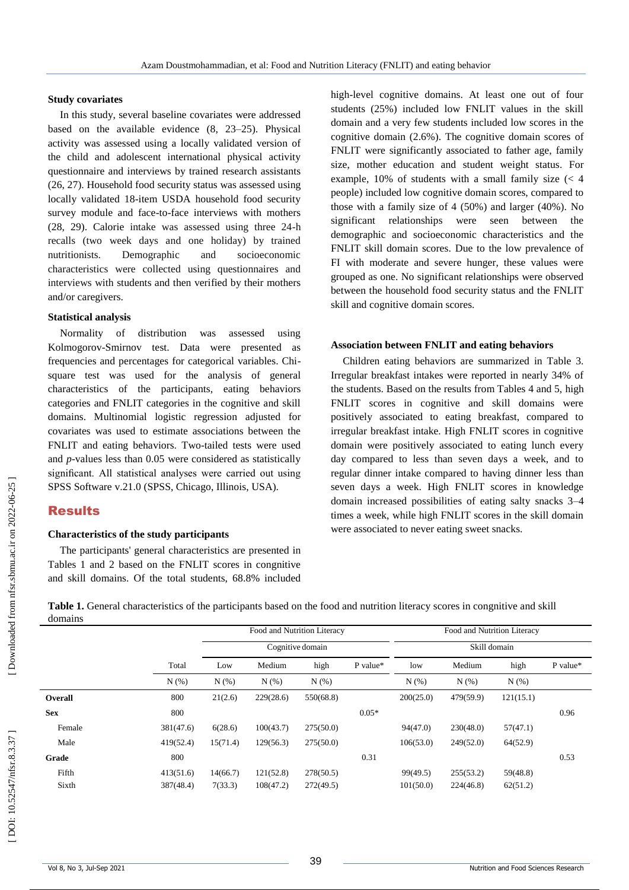### Study covariates

In this study, several baseline covariates were addressed based on the available evidence (8, 23–25). Physical activity was assessed using a locally validated version of the child and adolescent international physical activity questionnaire and interviews by trained research assistants (26, 27). Household food security status was assessed using locally validated 18-item USDA household food security survey module and face-to-face interviews with mothers (28, 29). Calorie intake was assessed using three 24-h recalls (two week days and one holiday) by trained nutritionists. Demographic and socioeconomic characteristics were collected using questionnaires and interviews with students and then verified by their mothers and/or caregivers.

### Statistical analysis

Normality of distribution was assessed using Kolmogorov-Smirnov test. Data were presented as frequencies and percentages for categorical variables. Chi-square test was used for the analysis of general characteristics of the participants, eating behaviors categories and FNLIT categories in the cognitive and skill domains. Multinomial logistic regression adjusted for covariates was used to estimate associations between the FNLIT and eating behaviors. Two-tailed tests were used and *p*-values less than 0.05 were considered as statistically significant. All statistical analyses were carried out using SPSS Software v.21.0 (SPSS, Chicago, Illinois, USA).

## Results

### Characteristics of the study participants

The participants' general characteristics are presented in Tables 1 and 2 based on the FNLIT scores in congnitive and skill domains. Of the total students, 68.8% included high-level cognitive domains. At least one out of four students (25%) included low FNLIT values in the skill domain and a very few students included low scores in the cognitive domain (2.6%). The cognitive domain scores of FNLIT were significantly associated to father age, family size, mother education and student weight status. For example, 10% of students with a small family size (< 4 people) included low cognitive domain scores, compared to those with a family size of 4 (50%) and larger (40%). No significant relationships were seen between the demographic and socioeconomic characteristics and the FNLIT skill domain scores. Due to the low prevalence of FI with moderate and severe hunger, these values were grouped as one. No significant relationships were observed between the household food security status and the FNLIT skill and cognitive domain scores.

### Association between FNLIT and eating behaviors

Children eating behaviors are summarized in Table 3. Irregular breakfast intakes were reported in nearly 34% of the students. Based on the results from Tables 4 and 5, high FNLIT scores in cognitive and skill domains were positively associated to eating breakfast, compared to irregular breakfast intake. High FNLIT scores in cognitive domain were positively associated to eating lunch every day compared to less than seven days a week, and to regular dinner intake compared to having dinner less than seven days a week. High FNLIT scores in knowledge domain increased possibilities of eating salty snacks 3–4 times a week, while high FNLIT scores in the skill domain were associated to never eating sweet snacks.

**Table 1.** General characteristics of the participants based on the food and nutrition literacy scores in cognitive and skill domains

| | | Food and Nutrition Literacy | | | | Food and Nutrition Literacy | | | |
|---|---|---|---|---|---|---|---|---|---|
| | | Cognitive domain | | | | Skill domain | | | |
| | Total | Low | Medium | high | P value* | low | Medium | high | P value* |
| | N (%) | N (%) | N (%) | N (%) | | N (%) | N (%) | N (%) | |
| **Overall** | 800 | 21(2.6) | 229(28.6) | 550(68.8) | | 200(25.0) | 479(59.9) | 121(15.1) | |
| **Sex** | 800 | | | | 0.05* | | | | 0.96 |
| Female | 381(47.6) | 6(28.6) | 100(43.7) | 275(50.0) | | 94(47.0) | 230(48.0) | 57(47.1) | |
| Male | 419(52.4) | 15(71.4) | 129(56.3) | 275(50.0) | | 106(53.0) | 249(52.0) | 64(52.9) | |
| **Grade** | 800 | | | | 0.31 | | | | 0.53 |
| Fifth | 413(51.6) | 14(66.7) | 121(52.8) | 278(50.5) | | 99(49.5) | 255(53.2) | 59(48.8) | |
| Sixth | 387(48.4) | 7(33.3) | 108(47.2) | 272(49.5) | | 101(50.0) | 224(46.8) | 62(51.2) | |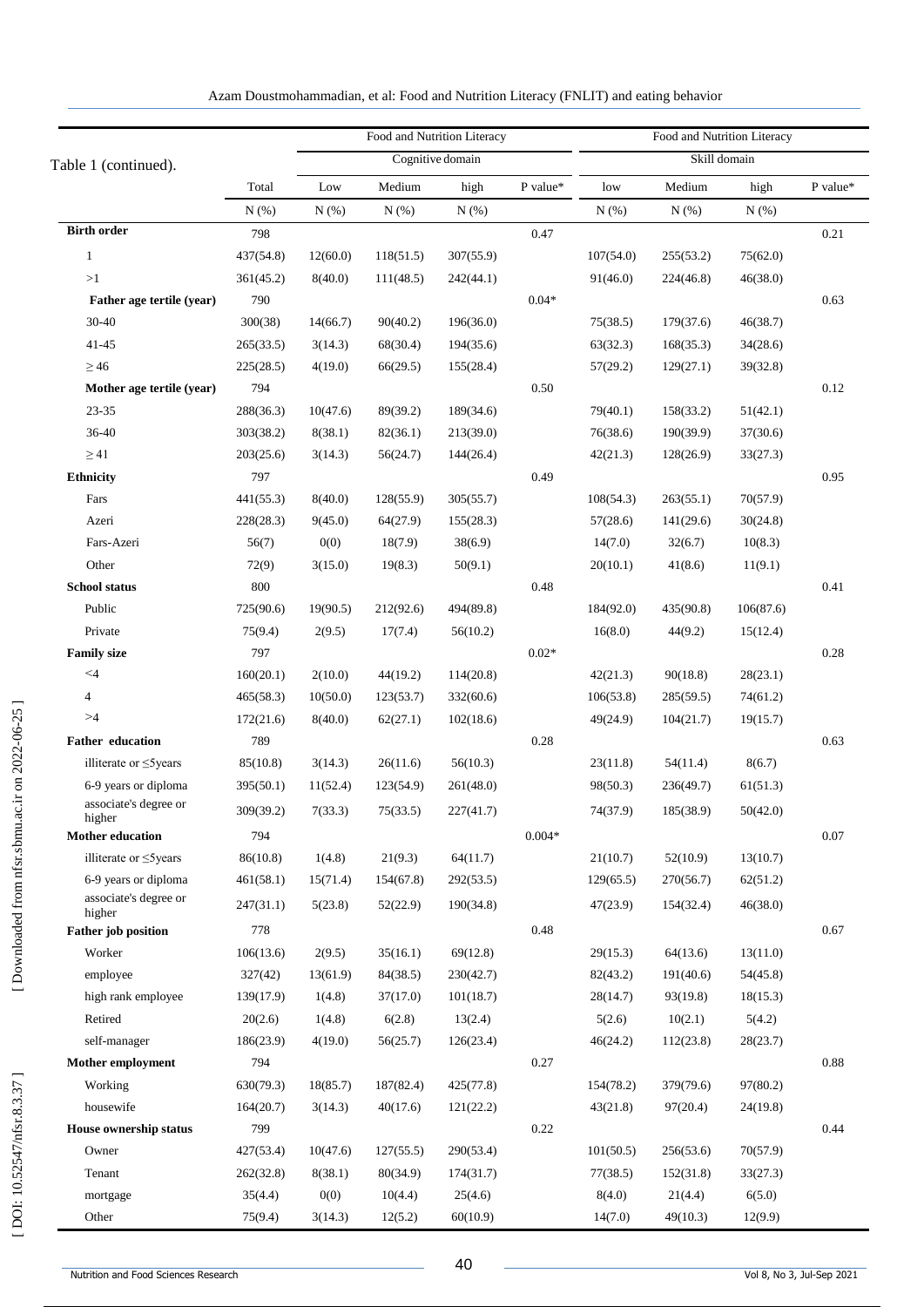Table 1 (continued).

| | Total | Food and Nutrition Literacy Cognitive domain | | | | Food and Nutrition Literacy Skill domain | | | |
|---|---|---|---|---|---|---|---|---|---|
| | | Low | Medium | high | P value* | low | Medium | high | P value* |
| | N (%) | N (%) | N (%) | N (%) | | N (%) | N (%) | N (%) | |
| **Birth order** | 798 | | | | 0.47 | | | | 0.21 |
| 1 | 437(54.8) | 12(60.0) | 118(51.5) | 307(55.9) | | 107(54.0) | 255(53.2) | 75(62.0) | |
| >1 | 361(45.2) | 8(40.0) | 111(48.5) | 242(44.1) | | 91(46.0) | 224(46.8) | 46(38.0) | |
| **Father age tertile (year)** | 790 | | | | 0.04* | | | | 0.63 |
| 30-40 | 300(38) | 14(66.7) | 90(40.2) | 196(36.0) | | 75(38.5) | 179(37.6) | 46(38.7) | |
| 41-45 | 265(33.5) | 3(14.3) | 68(30.4) | 194(35.6) | | 63(32.3) | 168(35.3) | 34(28.6) | |
| ≥ 46 | 225(28.5) | 4(19.0) | 66(29.5) | 155(28.4) | | 57(29.2) | 129(27.1) | 39(32.8) | |
| **Mother age tertile (year)** | 794 | | | | 0.50 | | | | 0.12 |
| 23-35 | 288(36.3) | 10(47.6) | 89(39.2) | 189(34.6) | | 79(40.1) | 158(33.2) | 51(42.1) | |
| 36-40 | 303(38.2) | 8(38.1) | 82(36.1) | 213(39.0) | | 76(38.6) | 190(39.9) | 37(30.6) | |
| ≥ 41 | 203(25.6) | 3(14.3) | 56(24.7) | 144(26.4) | | 42(21.3) | 128(26.9) | 33(27.3) | |
| **Ethnicity** | 797 | | | | 0.49 | | | | 0.95 |
| Fars | 441(55.3) | 8(40.0) | 128(55.9) | 305(55.7) | | 108(54.3) | 263(55.1) | 70(57.9) | |
| Azeri | 228(28.3) | 9(45.0) | 64(27.9) | 155(28.3) | | 57(28.6) | 141(29.6) | 30(24.8) | |
| Fars-Azeri | 56(7) | 0(0) | 18(7.9) | 38(6.9) | | 14(7.0) | 32(6.7) | 10(8.3) | |
| Other | 72(9) | 3(15.0) | 19(8.3) | 50(9.1) | | 20(10.1) | 41(8.6) | 11(9.1) | |
| **School status** | 800 | | | | 0.48 | | | | 0.41 |
| Public | 725(90.6) | 19(90.5) | 212(92.6) | 494(89.8) | | 184(92.0) | 435(90.8) | 106(87.6) | |
| Private | 75(9.4) | 2(9.5) | 17(7.4) | 56(10.2) | | 16(8.0) | 44(9.2) | 15(12.4) | |
| **Family size** | 797 | | | | 0.02* | | | | 0.28 |
| <4 | 160(20.1) | 2(10.0) | 44(19.2) | 114(20.8) | | 42(21.3) | 90(18.8) | 28(23.1) | |
| 4 | 465(58.3) | 10(50.0) | 123(53.7) | 332(60.6) | | 106(53.8) | 285(59.5) | 74(61.2) | |
| >4 | 172(21.6) | 8(40.0) | 62(27.1) | 102(18.6) | | 49(24.9) | 104(21.7) | 19(15.7) | |
| **Father education** | 789 | | | | 0.28 | | | | 0.63 |
| illiterate or ≤5years | 85(10.8) | 3(14.3) | 26(11.6) | 56(10.3) | | 23(11.8) | 54(11.4) | 8(6.7) | |
| 6-9 years or diploma | 395(50.1) | 11(52.4) | 123(54.9) | 261(48.0) | | 98(50.3) | 236(49.7) | 61(51.3) | |
| associate's degree or higher | 309(39.2) | 7(33.3) | 75(33.5) | 227(41.7) | | 74(37.9) | 185(38.9) | 50(42.0) | |
| **Mother education** | 794 | | | | 0.004* | | | | 0.07 |
| illiterate or ≤5years | 86(10.8) | 1(4.8) | 21(9.3) | 64(11.7) | | 21(10.7) | 52(10.9) | 13(10.7) | |
| 6-9 years or diploma | 461(58.1) | 15(71.4) | 154(67.8) | 292(53.5) | | 129(65.5) | 270(56.7) | 62(51.2) | |
| associate's degree or higher | 247(31.1) | 5(23.8) | 52(22.9) | 190(34.8) | | 47(23.9) | 154(32.4) | 46(38.0) | |
| **Father job position** | 778 | | | | 0.48 | | | | 0.67 |
| Worker | 106(13.6) | 2(9.5) | 35(16.1) | 69(12.8) | | 29(15.3) | 64(13.6) | 13(11.0) | |
| employee | 327(42) | 13(61.9) | 84(38.5) | 230(42.7) | | 82(43.2) | 191(40.6) | 54(45.8) | |
| high rank employee | 139(17.9) | 1(4.8) | 37(17.0) | 101(18.7) | | 28(14.7) | 93(19.8) | 18(15.3) | |
| Retired | 20(2.6) | 1(4.8) | 6(2.8) | 13(2.4) | | 5(2.6) | 10(2.1) | 5(4.2) | |
| self-manager | 186(23.9) | 4(19.0) | 56(25.7) | 126(23.4) | | 46(24.2) | 112(23.8) | 28(23.7) | |
| **Mother employment** | 794 | | | | 0.27 | | | | 0.88 |
| Working | 630(79.3) | 18(85.7) | 187(82.4) | 425(77.8) | | 154(78.2) | 379(79.6) | 97(80.2) | |
| housewife | 164(20.7) | 3(14.3) | 40(17.6) | 121(22.2) | | 43(21.8) | 97(20.4) | 24(19.8) | |
| **House ownership status** | 799 | | | | 0.22 | | | | 0.44 |
| Owner | 427(53.4) | 10(47.6) | 127(55.5) | 290(53.4) | | 101(50.5) | 256(53.6) | 70(57.9) | |
| Tenant | 262(32.8) | 8(38.1) | 80(34.9) | 174(31.7) | | 77(38.5) | 152(31.8) | 33(27.3) | |
| mortgage | 35(4.4) | 0(0) | 10(4.4) | 25(4.6) | | 8(4.0) | 21(4.4) | 6(5.0) | |
| Other | 75(9.4) | 3(14.3) | 12(5.2) | 60(10.9) | | 14(7.0) | 49(10.3) | 12(9.9) | |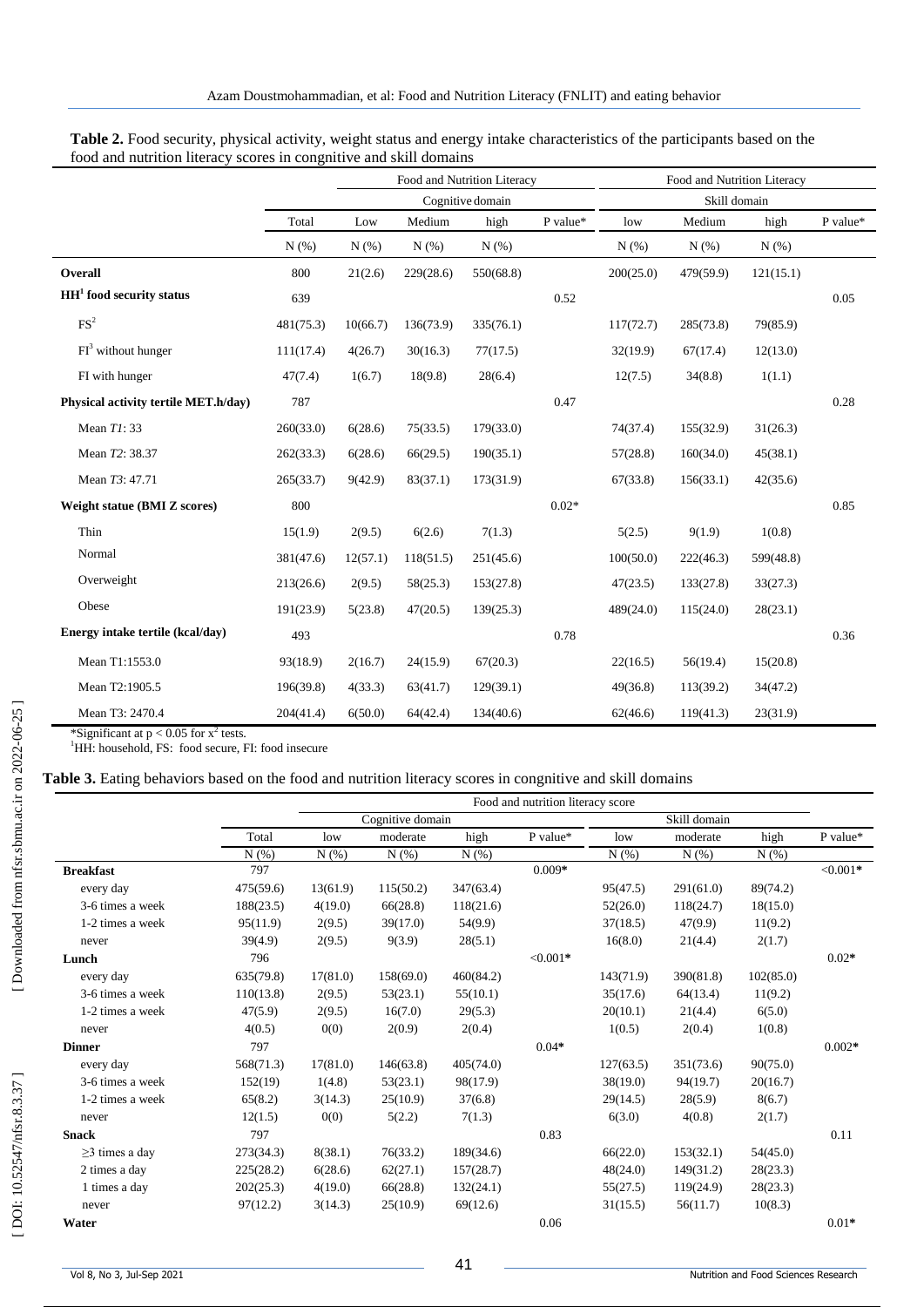**Table 2.** Food security, physical activity, weight status and energy intake characteristics of the participants based on the food and nutrition literacy scores in congnitive and skill domains

| | | Food and Nutrition Literacy | | | | Food and Nutrition Literacy | | | |
|---|---|---|---|---|---|---|---|---|---|
| | | Cognitive domain | | | | Skill domain | | | |
| | Total | Low | Medium | high | P value* | low | Medium | high | P value* |
| | N (%) | N (%) | N (%) | N (%) | | N (%) | N (%) | N (%) | |
| **Overall** | 800 | 21(2.6) | 229(28.6) | 550(68.8) | | 200(25.0) | 479(59.9) | 121(15.1) | |
| **HH[1] food security status** | 639 | | | | 0.52 | | | | 0.05 |
| FS[2] | 481(75.3) | 10(66.7) | 136(73.9) | 335(76.1) | | 117(72.7) | 285(73.8) | 79(85.9) | |
| FI[3] without hunger | 111(17.4) | 4(26.7) | 30(16.3) | 77(17.5) | | 32(19.9) | 67(17.4) | 12(13.0) | |
| FI with hunger | 47(7.4) | 1(6.7) | 18(9.8) | 28(6.4) | | 12(7.5) | 34(8.8) | 1(1.1) | |
| **Physical activity tertile MET.h/day)** | 787 | | | | 0.47 | | | | 0.28 |
| Mean *T1*: 33 | 260(33.0) | 6(28.6) | 75(33.5) | 179(33.0) | | 74(37.4) | 155(32.9) | 31(26.3) | |
| Mean *T2*: 38.37 | 262(33.3) | 6(28.6) | 66(29.5) | 190(35.1) | | 57(28.8) | 160(34.0) | 45(38.1) | |
| Mean *T3*: 47.71 | 265(33.7) | 9(42.9) | 83(37.1) | 173(31.9) | | 67(33.8) | 156(33.1) | 42(35.6) | |
| **Weight statue (BMI Z scores)** | 800 | | | | 0.02* | | | | 0.85 |
| Thin | 15(1.9) | 2(9.5) | 6(2.6) | 7(1.3) | | 5(2.5) | 9(1.9) | 1(0.8) | |
| Normal | 381(47.6) | 12(57.1) | 118(51.5) | 251(45.6) | | 100(50.0) | 222(46.3) | 599(48.8) | |
| Overweight | 213(26.6) | 2(9.5) | 58(25.3) | 153(27.8) | | 47(23.5) | 133(27.8) | 33(27.3) | |
| Obese | 191(23.9) | 5(23.8) | 47(20.5) | 139(25.3) | | 489(24.0) | 115(24.0) | 28(23.1) | |
| **Energy intake tertile (kcal/day)** | 493 | | | | 0.78 | | | | 0.36 |
| Mean T1:1553.0 | 93(18.9) | 2(16.7) | 24(15.9) | 67(20.3) | | 22(16.5) | 56(19.4) | 15(20.8) | |
| Mean T2:1905.5 | 196(39.8) | 4(33.3) | 63(41.7) | 129(39.1) | | 49(36.8) | 113(39.2) | 34(47.2) | |
| Mean T3: 2470.4 | 204(41.4) | 6(50.0) | 64(42.4) | 134(40.6) | | 62(46.6) | 119(41.3) | 23(31.9) | |

*Significant at $p < 0.05$ for $x^2$ tests.
[1]HH: household, FS: food secure, FI: food insecure

**Table 3.** Eating behaviors based on the food and nutrition literacy scores in congnitive and skill domains

| | | Food and nutrition literacy score | | | | | | | |
|---|---|---|---|---|---|---|---|---|---|
| | | Cognitive domain | | | | Skill domain | | | |
| | Total | low | moderate | high | P value* | low | moderate | high | P value* |
| | N (%) | N (%) | N (%) | N (%) | | N (%) | N (%) | N (%) | |
| **Breakfast** | 797 | | | | 0.009* | | | | <0.001* |
| every day | 475(59.6) | 13(61.9) | 115(50.2) | 347(63.4) | | 95(47.5) | 291(61.0) | 89(74.2) | |
| 3-6 times a week | 188(23.5) | 4(19.0) | 66(28.8) | 118(21.6) | | 52(26.0) | 118(24.7) | 18(15.0) | |
| 1-2 times a week | 95(11.9) | 2(9.5) | 39(17.0) | 54(9.9) | | 37(18.5) | 47(9.9) | 11(9.2) | |
| never | 39(4.9) | 2(9.5) | 9(3.9) | 28(5.1) | | 16(8.0) | 21(4.4) | 2(1.7) | |
| **Lunch** | 796 | | | | <0.001* | | | | 0.02* |
| every day | 635(79.8) | 17(81.0) | 158(69.0) | 460(84.2) | | 143(71.9) | 390(81.8) | 102(85.0) | |
| 3-6 times a week | 110(13.8) | 2(9.5) | 53(23.1) | 55(10.1) | | 35(17.6) | 64(13.4) | 11(9.2) | |
| 1-2 times a week | 47(5.9) | 2(9.5) | 16(7.0) | 29(5.3) | | 20(10.1) | 21(4.4) | 6(5.0) | |
| never | 4(0.5) | 0(0) | 2(0.9) | 2(0.4) | | 1(0.5) | 2(0.4) | 1(0.8) | |
| **Dinner** | 797 | | | | 0.04* | | | | 0.002* |
| every day | 568(71.3) | 17(81.0) | 146(63.8) | 405(74.0) | | 127(63.5) | 351(73.6) | 90(75.0) | |
| 3-6 times a week | 152(19) | 1(4.8) | 53(23.1) | 98(17.9) | | 38(19.0) | 94(19.7) | 20(16.7) | |
| 1-2 times a week | 65(8.2) | 3(14.3) | 25(10.9) | 37(6.8) | | 29(14.5) | 28(5.9) | 8(6.7) | |
| never | 12(1.5) | 0(0) | 5(2.2) | 7(1.3) | | 6(3.0) | 4(0.8) | 2(1.7) | |
| **Snack** | 797 | | | | 0.83 | | | | 0.11 |
| ≥3 times a day | 273(34.3) | 8(38.1) | 76(33.2) | 189(34.6) | | 66(22.0) | 153(32.1) | 54(45.0) | |
| 2 times a day | 225(28.2) | 6(28.6) | 62(27.1) | 157(28.7) | | 48(24.0) | 149(31.2) | 28(23.3) | |
| 1 times a day | 202(25.3) | 4(19.0) | 66(28.8) | 132(24.1) | | 55(27.5) | 119(24.9) | 28(23.3) | |
| never | 97(12.2) | 3(14.3) | 25(10.9) | 69(12.6) | | 31(15.5) | 56(11.7) | 10(8.3) | |
| **Water** | | | | | 0.06 | | | | 0.01* |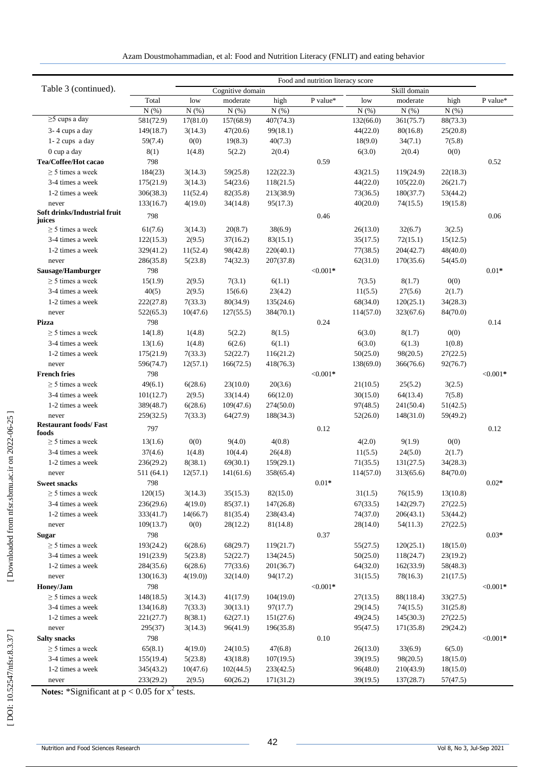| Table 3 (continued). | | Food and nutrition literacy score | | | | | | | |
|---|---|---|---|---|---|---|---|---|---|
| | | Cognitive domain | | | | Skill domain | | | |
| | Total | low | moderate | high | P value* | low | moderate | high | P value* |
| | N (%) | N (%) | N (%) | N (%) | | N (%) | N (%) | N (%) | |
| ≥5 cups a day | 581(72.9) | 17(81.0) | 157(68.9) | 407(74.3) | | 132(66.0) | 361(75.7) | 88(73.3) | |
| 3- 4 cups a day | 149(18.7) | 3(14.3) | 47(20.6) | 99(18.1) | | 44(22.0) | 80(16.8) | 25(20.8) | |
| 1- 2 cups a day | 59(7.4) | 0(0) | 19(8.3) | 40(7.3) | | 18(9.0) | 34(7.1) | 7(5.8) | |
| 0 cup a day | 8(1) | 1(4.8) | 5(2.2) | 2(0.4) | | 6(3.0) | 2(0.4) | 0(0) | |
| **Tea/Coffee/Hot cacao** | 798 | | | | 0.59 | | | | 0.52 |
| ≥ 5 times a week | 184(23) | 3(14.3) | 59(25.8) | 122(22.3) | | 43(21.5) | 119(24.9) | 22(18.3) | |
| 3-4 times a week | 175(21.9) | 3(14.3) | 54(23.6) | 118(21.5) | | 44(22.0) | 105(22.0) | 26(21.7) | |
| 1-2 times a week | 306(38.3) | 11(52.4) | 82(35.8) | 213(38.9) | | 73(36.5) | 180(37.7) | 53(44.2) | |
| never | 133(16.7) | 4(19.0) | 34(14.8) | 95(17.3) | | 40(20.0) | 74(15.5) | 19(15.8) | |
| **Soft drinks/Industrial fruit juices** | 798 | | | | 0.46 | | | | 0.06 |
| ≥ 5 times a week | 61(7.6) | 3(14.3) | 20(8.7) | 38(6.9) | | 26(13.0) | 32(6.7) | 3(2.5) | |
| 3-4 times a week | 122(15.3) | 2(9.5) | 37(16.2) | 83(15.1) | | 35(17.5) | 72(15.1) | 15(12.5) | |
| 1-2 times a week | 329(41.2) | 11(52.4) | 98(42.8) | 220(40.1) | | 77(38.5) | 204(42.7) | 48(40.0) | |
| never | 286(35.8) | 5(23.8) | 74(32.3) | 207(37.8) | | 62(31.0) | 170(35.6) | 54(45.0) | |
| **Sausage/Hamburger** | 798 | | | | <0.001* | | | | 0.01* |
| ≥ 5 times a week | 15(1.9) | 2(9.5) | 7(3.1) | 6(1.1) | | 7(3.5) | 8(1.7) | 0(0) | |
| 3-4 times a week | 40(5) | 2(9.5) | 15(6.6) | 23(4.2) | | 11(5.5) | 27(5.6) | 2(1.7) | |
| 1-2 times a week | 222(27.8) | 7(33.3) | 80(34.9) | 135(24.6) | | 68(34.0) | 120(25.1) | 34(28.3) | |
| never | 522(65.3) | 10(47.6) | 127(55.5) | 384(70.1) | | 114(57.0) | 323(67.6) | 84(70.0) | |
| **Pizza** | 798 | | | | 0.24 | | | | 0.14 |
| ≥ 5 times a week | 14(1.8) | 1(4.8) | 5(2.2) | 8(1.5) | | 6(3.0) | 8(1.7) | 0(0) | |
| 3-4 times a week | 13(1.6) | 1(4.8) | 6(2.6) | 6(1.1) | | 6(3.0) | 6(1.3) | 1(0.8) | |
| 1-2 times a week | 175(21.9) | 7(33.3) | 52(22.7) | 116(21.2) | | 50(25.0) | 98(20.5) | 27(22.5) | |
| never | 596(74.7) | 12(57.1) | 166(72.5) | 418(76.3) | | 138(69.0) | 366(76.6) | 92(76.7) | |
| **French fries** | 798 | | | | <0.001* | | | | <0.001* |
| ≥ 5 times a week | 49(6.1) | 6(28.6) | 23(10.0) | 20(3.6) | | 21(10.5) | 25(5.2) | 3(2.5) | |
| 3-4 times a week | 101(12.7) | 2(9.5) | 33(14.4) | 66(12.0) | | 30(15.0) | 64(13.4) | 7(5.8) | |
| 1-2 times a week | 389(48.7) | 6(28.6) | 109(47.6) | 274(50.0) | | 97(48.5) | 241(50.4) | 51(42.5) | |
| never | 259(32.5) | 7(33.3) | 64(27.9) | 188(34.3) | | 52(26.0) | 148(31.0) | 59(49.2) | |
| **Restaurant foods/ Fast foods** | 797 | | | | 0.12 | | | | 0.12 |
| ≥ 5 times a week | 13(1.6) | 0(0) | 9(4.0) | 4(0.8) | | 4(2.0) | 9(1.9) | 0(0) | |
| 3-4 times a week | 37(4.6) | 1(4.8) | 10(4.4) | 26(4.8) | | 11(5.5) | 24(5.0) | 2(1.7) | |
| 1-2 times a week | 236(29.2) | 8(38.1) | 69(30.1) | 159(29.1) | | 71(35.5) | 131(27.5) | 34(28.3) | |
| never | 511 (64.1) | 12(57.1) | 141(61.6) | 358(65.4) | | 114(57.0) | 313(65.6) | 84(70.0) | |
| **Sweet snacks** | 798 | | | | 0.01* | | | | 0.02* |
| ≥ 5 times a week | 120(15) | 3(14.3) | 35(15.3) | 82(15.0) | | 31(1.5) | 76(15.9) | 13(10.8) | |
| 3-4 times a week | 236(29.6) | 4(19.0) | 85(37.1) | 147(26.8) | | 67(33.5) | 142(29.7) | 27(22.5) | |
| 1-2 times a week | 333(41.7) | 14(66.7) | 81(35.4) | 238(43.4) | | 74(37.0) | 206(43.1) | 53(44.2) | |
| never | 109(13.7) | 0(0) | 28(12.2) | 81(14.8) | | 28(14.0) | 54(11.3) | 27(22.5) | |
| **Sugar** | 798 | | | | 0.37 | | | | 0.03* |
| ≥ 5 times a week | 193(24.2) | 6(28.6) | 68(29.7) | 119(21.7) | | 55(27.5) | 120(25.1) | 18(15.0) | |
| 3-4 times a week | 191(23.9) | 5(23.8) | 52(22.7) | 134(24.5) | | 50(25.0) | 118(24.7) | 23(19.2) | |
| 1-2 times a week | 284(35.6) | 6(28.6) | 77(33.6) | 201(36.7) | | 64(32.0) | 162(33.9) | 58(48.3) | |
| never | 130(16.3) | 4(19.0)) | 32(14.0) | 94(17.2) | | 31(15.5) | 78(16.3) | 21(17.5) | |
| **Honey/Jam** | 798 | | | | <0.001* | | | | <0.001* |
| ≥ 5 times a week | 148(18.5) | 3(14.3) | 41(17.9) | 104(19.0) | | 27(13.5) | 88(118.4) | 33(27.5) | |
| 3-4 times a week | 134(16.8) | 7(33.3) | 30(13.1) | 97(17.7) | | 29(14.5) | 74(15.5) | 31(25.8) | |
| 1-2 times a week | 221(27.7) | 8(38.1) | 62(27.1) | 151(27.6) | | 49(24.5) | 145(30.3) | 27(22.5) | |
| never | 295(37) | 3(14.3) | 96(41.9) | 196(35.8) | | 95(47.5) | 171(35.8) | 29(24.2) | |
| **Salty snacks** | 798 | | | | 0.10 | | | | <0.001* |
| ≥ 5 times a week | 65(8.1) | 4(19.0) | 24(10.5) | 47(6.8) | | 26(13.0) | 33(6.9) | 6(5.0) | |
| 3-4 times a week | 155(19.4) | 5(23.8) | 43(18.8) | 107(19.5) | | 39(19.5) | 98(20.5) | 18(15.0) | |
| 1-2 times a week | 345(43.2) | 10(47.6) | 102(44.5) | 233(42.5) | | 96(48.0) | 210(43.9) | 18(15.0) | |
| never | 233(29.2) | 2(9.5) | 60(26.2) | 171(31.2) | | 39(19.5) | 137(28.7) | 57(47.5) | |

**Notes:** *Significant at $p < 0.05$ for $x^2$ tests.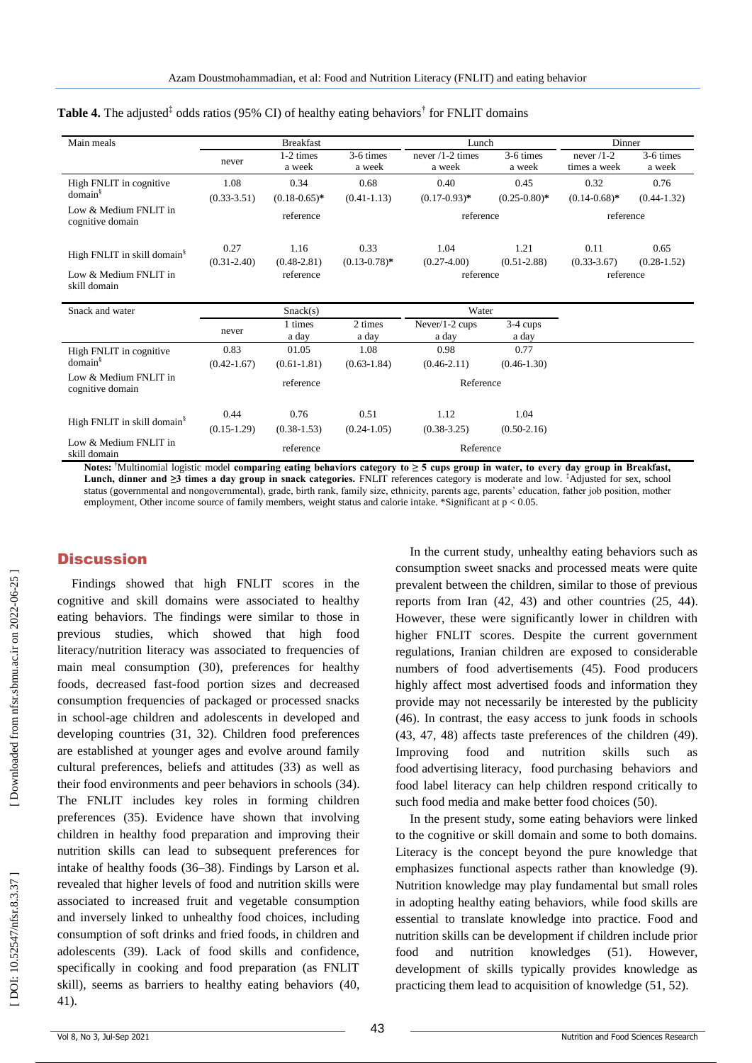**Table 4.** The adjusted[‡] odds ratios (95% CI) of healthy eating behaviors[†] for FNLIT domains

| Main meals | Breakfast | | | Lunch | | Dinner | |
|---|---|---|---|---|---|---|---|
| | never | 1-2 times a week | 3-6 times a week | never /1-2 times a week | 3-6 times a week | never /1-2 times a week | 3-6 times a week |
| High FNLIT in cognitive domain[§] | 1.08 (0.33-3.51) | 0.34 (0.18-0.65)* | 0.68 (0.41-1.13) | 0.40 (0.17-0.93)* | 0.45 (0.25-0.80)* | 0.32 (0.14-0.68)* | 0.76 (0.44-1.32) |
| Low & Medium FNLIT in cognitive domain | | reference | | reference | | reference | |
| High FNLIT in skill domain[§] | 0.27 (0.31-2.40) | 1.16 (0.48-2.81) | 0.33 (0.13-0.78)* | 1.04 (0.27-4.00) | 1.21 (0.51-2.88) | 0.11 (0.33-3.67) | 0.65 (0.28-1.52) |
| Low & Medium FNLIT in skill domain | | reference | | reference | | reference | |

| Snack and water | Snack(s) | | | Water | |
|---|---|---|---|---|---|
| | never | 1 times a day | 2 times a day | Never/1-2 cups a day | 3-4 cups a day |
| High FNLIT in cognitive domain[§] | 0.83 (0.42-1.67) | 01.05 (0.61-1.81) | 1.08 (0.63-1.84) | 0.98 (0.46-2.11) | 0.77 (0.46-1.30) |
| Low & Medium FNLIT in cognitive domain | | reference | | Reference | |
| High FNLIT in skill domain[§] | 0.44 (0.15-1.29) | 0.76 (0.38-1.53) | 0.51 (0.24-1.05) | 1.12 (0.38-3.25) | 1.04 (0.50-2.16) |
| Low & Medium FNLIT in skill domain | | reference | | Reference | |

**Notes:** [†]Multinomial logistic model **comparing eating behaviors category to ≥ 5 cups group in water, to every day group in Breakfast, Lunch, dinner and ≥3 times a day group in snack categories.** FNLIT references category is moderate and low. [‡]Adjusted for sex, school status (governmental and nongovernmental), grade, birth rank, family size, ethnicity, parents age, parents' education, father job position, mother employment, Other income source of family members, weight status and calorie intake. *Significant at $p < 0.05$.

## Discussion

Findings showed that high FNLIT scores in the cognitive and skill domains were associated to healthy eating behaviors. The findings were similar to those in previous studies, which showed that high food literacy/nutrition literacy was associated to frequencies of main meal consumption (30), preferences for healthy foods, decreased fast-food portion sizes and decreased consumption frequencies of packaged or processed snacks in school-age children and adolescents in developed and developing countries (31, 32). Children food preferences are established at younger ages and evolve around family cultural preferences, beliefs and attitudes (33) as well as their food environments and peer behaviors in schools (34). The FNLIT includes key roles in forming children preferences (35). Evidence have shown that involving children in healthy food preparation and improving their nutrition skills can lead to subsequent preferences for intake of healthy foods (36–38). Findings by Larson et al. revealed that higher levels of food and nutrition skills were associated to increased fruit and vegetable consumption and inversely linked to unhealthy food choices, including consumption of soft drinks and fried foods, in children and adolescents (39). Lack of food skills and confidence, specifically in cooking and food preparation (as FNLIT skill), seems as barriers to healthy eating behaviors (40, 41).

In the current study, unhealthy eating behaviors such as consumption sweet snacks and processed meats were quite prevalent between the children, similar to those of previous reports from Iran (42, 43) and other countries (25, 44). However, these were significantly lower in children with higher FNLIT scores. Despite the current government regulations, Iranian children are exposed to considerable numbers of food advertisements (45). Food producers highly affect most advertised foods and information they provide may not necessarily be interested by the publicity (46). In contrast, the easy access to junk foods in schools (43, 47, 48) affects taste preferences of the children (49). Improving food and nutrition skills such as food advertising literacy, food purchasing behaviors and food label literacy can help children respond critically to such food media and make better food choices (50).

In the present study, some eating behaviors were linked to the cognitive or skill domain and some to both domains. Literacy is the concept beyond the pure knowledge that emphasizes functional aspects rather than knowledge (9). Nutrition knowledge may play fundamental but small roles in adopting healthy eating behaviors, while food skills are essential to translate knowledge into practice. Food and nutrition skills can be development if children include prior food and nutrition knowledges (51). However, development of skills typically provides knowledge as practicing them lead to acquisition of knowledge (51, 52).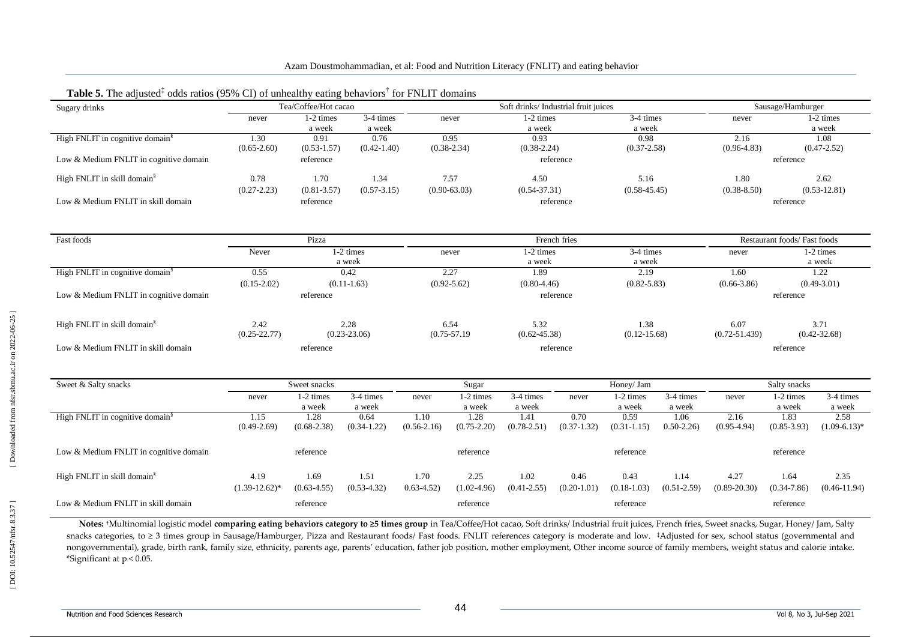**Table 5.** The adjusted‡ odds ratios (95% CI) of unhealthy eating behaviors† for FNLIT domains

| Sugary drinks | Tea/Coffee/Hot cacao | | | Soft drinks/ Industrial fruit juices | | | Sausage/Hamburger | |
|---|---|---|---|---|---|---|---|---|
| | never | 1-2 times a week | 3-4 times a week | never | 1-2 times a week | 3-4 times a week | never | 1-2 times a week |
| High FNLIT in cognitive domain§ | 1.30 (0.65-2.60) | 0.91 (0.53-1.57) | 0.76 (0.42-1.40) | 0.95 (0.38-2.34) | 0.93 (0.38-2.24) | 0.98 (0.37-2.58) | 2.16 (0.96-4.83) | 1.08 (0.47-2.52) |
| Low & Medium FNLIT in cognitive domain | | reference | | | reference | | | reference |
| High FNLIT in skill domain§ | 0.78 (0.27-2.23) | 1.70 (0.81-3.57) | 1.34 (0.57-3.15) | 7.57 (0.90-63.03) | 4.50 (0.54-37.31) | 5.16 (0.58-45.45) | 1.80 (0.38-8.50) | 2.62 (0.53-12.81) |
| Low & Medium FNLIT in skill domain | | reference | | | reference | | | reference |

| Fast foods | Pizza | | French fries | | | Restaurant foods/ Fast foods | |
|---|---|---|---|---|---|---|---|
| | Never | 1-2 times a week | never | 1-2 times a week | 3-4 times a week | never | 1-2 times a week |
| High FNLIT in cognitive domain§ | 0.55 (0.15-2.02) | 0.42 (0.11-1.63) | 2.27 (0.92-5.62) | 1.89 (0.80-4.46) | 2.19 (0.82-5.83) | 1.60 (0.66-3.86) | 1.22 (0.49-3.01) |
| Low & Medium FNLIT in cognitive domain | reference | | | reference | | | reference |
| High FNLIT in skill domain§ | 2.42 (0.25-22.77) | 2.28 (0.23-23.06) | 6.54 (0.75-57.19 | 5.32 (0.62-45.38) | 1.38 (0.12-15.68) | 6.07 (0.72-51.439) | 3.71 (0.42-32.68) |
| Low & Medium FNLIT in skill domain | reference | | | reference | | | reference |

| Sweet & Salty snacks | Sweet snacks | | | Sugar | | | Honey/ Jam | | | Salty snacks | | |
|---|---|---|---|---|---|---|---|---|---|---|---|---|
| | never | 1-2 times a week | 3-4 times a week | never | 1-2 times a week | 3-4 times a week | never | 1-2 times a week | 3-4 times a week | never | 1-2 times a week | 3-4 times a week |
| High FNLIT in cognitive domain§ | 1.15 (0.49-2.69) | 1.28 (0.68-2.38) | 0.64 (0.34-1.22) | 1.10 (0.56-2.16) | 1.28 (0.75-2.20) | 1.41 (0.78-2.51) | 0.70 (0.37-1.32) | 0.59 (0.31-1.15) | 1.06 0.50-2.26) | 2.16 (0.95-4.94) | 1.83 (0.85-3.93) | 2.58 (1.09-6.13)* |
| Low & Medium FNLIT in cognitive domain | | reference | | | reference | | | reference | | | reference | |
| High FNLIT in skill domain§ | 4.19 (1.39-12.62)* | 1.69 (0.63-4.55) | 1.51 (0.53-4.32) | 1.70 0.63-4.52) | 2.25 (1.02-4.96) | 1.02 (0.41-2.55) | 0.46 (0.20-1.01) | 0.43 (0.18-1.03) | 1.14 (0.51-2.59) | 4.27 (0.89-20.30) | 1.64 (0.34-7.86) | 2.35 (0.46-11.94) |
| Low & Medium FNLIT in skill domain | | reference | | | reference | | | reference | | | reference | |

**Notes:** †Multinomial logistic model **comparing eating behaviors category to ≥5 times group** in Tea/Coffee/Hot cacao, Soft drinks/ Industrial fruit juices, French fries, Sweet snacks, Sugar, Honey/ Jam, Salty snacks categories, to ≥ 3 times group in Sausage/Hamburger, Pizza and Restaurant foods/ Fast foods. FNLIT references category is moderate and low. ‡Adjusted for sex, school status (governmental and nongovernmental), grade, birth rank, family size, ethnicity, parents age, parents' education, father job position, mother employment, Other income source of family members, weight status and calorie intake. *Significant at $p < 0.05$.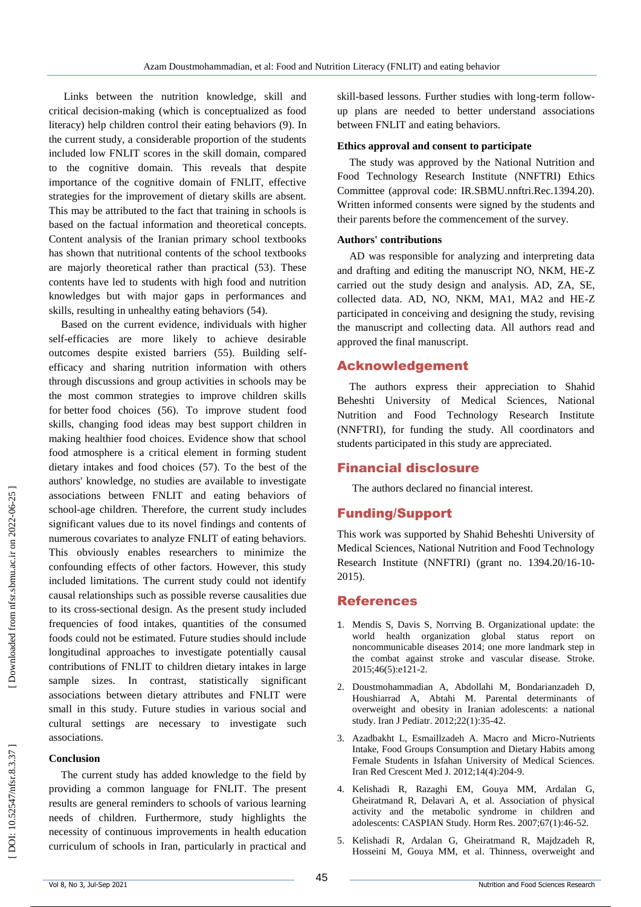Links between the nutrition knowledge, skill and critical decision-making (which is conceptualized as food literacy) help children control their eating behaviors (9). In the current study, a considerable proportion of the students included low FNLIT scores in the skill domain, compared to the cognitive domain. This reveals that despite importance of the cognitive domain of FNLIT, effective strategies for the improvement of dietary skills are absent. This may be attributed to the fact that training in schools is based on the factual information and theoretical concepts. Content analysis of the Iranian primary school textbooks has shown that nutritional contents of the school textbooks are majorly theoretical rather than practical (53). These contents have led to students with high food and nutrition knowledges but with major gaps in performances and skills, resulting in unhealthy eating behaviors (54).

Based on the current evidence, individuals with higher self-efficacies are more likely to achieve desirable outcomes despite existed barriers (55). Building self-efficacy and sharing nutrition information with others through discussions and group activities in schools may be the most common strategies to improve children skills for better food choices (56). To improve student food skills, changing food ideas may best support children in making healthier food choices. Evidence show that school food atmosphere is a critical element in forming student dietary intakes and food choices (57). To the best of the authors' knowledge, no studies are available to investigate associations between FNLIT and eating behaviors of school-age children. Therefore, the current study includes significant values due to its novel findings and contents of numerous covariates to analyze FNLIT of eating behaviors. This obviously enables researchers to minimize the confounding effects of other factors. However, this study included limitations. The current study could not identify causal relationships such as possible reverse causalities due to its cross-sectional design. As the present study included frequencies of food intakes, quantities of the consumed foods could not be estimated. Future studies should include longitudinal approaches to investigate potentially causal contributions of FNLIT to children dietary intakes in large sample sizes. In contrast, statistically significant associations between dietary attributes and FNLIT were small in this study. Future studies in various social and cultural settings are necessary to investigate such associations.

### Conclusion

The current study has added knowledge to the field by providing a common language for FNLIT. The present results are general reminders to schools of various learning needs of children. Furthermore, study highlights the necessity of continuous improvements in health education curriculum of schools in Iran, particularly in practical and skill-based lessons. Further studies with long-term follow-up plans are needed to better understand associations between FNLIT and eating behaviors.

### Ethics approval and consent to participate

The study was approved by the National Nutrition and Food Technology Research Institute (NNFTRI) Ethics Committee (approval code: IR.SBMU.nnftri.Rec.1394.20). Written informed consents were signed by the students and their parents before the commencement of the survey.

### Authors' contributions

AD was responsible for analyzing and interpreting data and drafting and editing the manuscript NO, NKM, HE-Z carried out the study design and analysis. AD, ZA, SE, collected data. AD, NO, NKM, MA1, MA2 and HE-Z participated in conceiving and designing the study, revising the manuscript and collecting data. All authors read and approved the final manuscript.

## Acknowledgement

The authors express their appreciation to Shahid Beheshti University of Medical Sciences, National Nutrition and Food Technology Research Institute (NNFTRI), for funding the study. All coordinators and students participated in this study are appreciated.

## Financial disclosure

The authors declared no financial interest.

## Funding/Support

This work was supported by Shahid Beheshti University of Medical Sciences, National Nutrition and Food Technology Research Institute (NNFTRI) (grant no. 1394.20/16-10-2015).

## References

1. Mendis S, Davis S, Norrving B. Organizational update: the world health organization global status report on noncommunicable diseases 2014; one more landmark step in the combat against stroke and vascular disease. Stroke. 2015;46(5):e121-2.
2. Doustmohammadian A, Abdollahi M, Bondarianzadeh D, Houshiarrad A, Abtahi M. Parental determinants of overweight and obesity in Iranian adolescents: a national study. Iran J Pediatr. 2012;22(1):35-42.
3. Azadbakht L, Esmaillzadeh A. Macro and Micro-Nutrients Intake, Food Groups Consumption and Dietary Habits among Female Students in Isfahan University of Medical Sciences. Iran Red Crescent Med J. 2012;14(4):204-9.
4. Kelishadi R, Razaghi EM, Gouya MM, Ardalan G, Gheiratmand R, Delavari A, et al. Association of physical activity and the metabolic syndrome in children and adolescents: CASPIAN Study. Horm Res. 2007;67(1):46-52.
5. Kelishadi R, Ardalan G, Gheiratmand R, Majdzadeh R, Hosseini M, Gouya MM, et al. Thinness, overweight and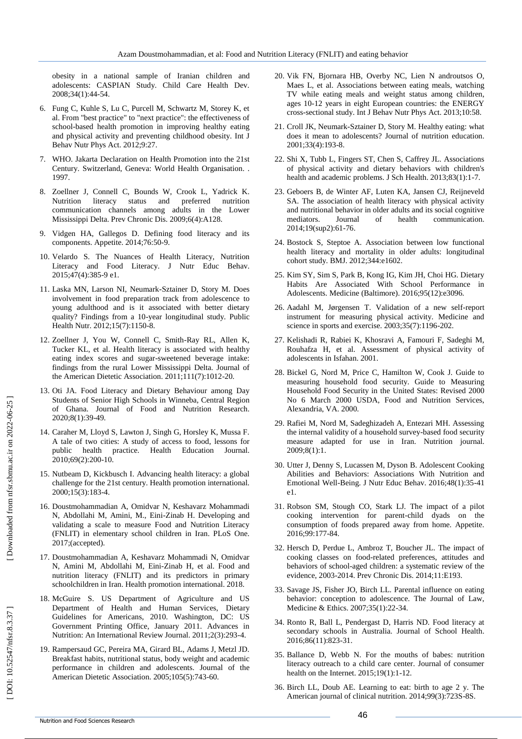obesity in a national sample of Iranian children and adolescents: CASPIAN Study. Child Care Health Dev. 2008;34(1):44-54.

6. Fung C, Kuhle S, Lu C, Purcell M, Schwartz M, Storey K, et al. From "best practice" to "next practice": the effectiveness of school-based health promotion in improving healthy eating and physical activity and preventing childhood obesity. Int J Behav Nutr Phys Act. 2012;9:27.
7. WHO. Jakarta Declaration on Health Promotion into the 21st Century. Switzerland, Geneva: World Health Organisation. . 1997.
8. Zoellner J, Connell C, Bounds W, Crook L, Yadrick K. Nutrition literacy status and preferred nutrition communication channels among adults in the Lower Mississippi Delta. Prev Chronic Dis. 2009;6(4):A128.
9. Vidgen HA, Gallegos D. Defining food literacy and its components. Appetite. 2014;76:50-9.
10. Velardo S. The Nuances of Health Literacy, Nutrition Literacy and Food Literacy. J Nutr Educ Behav. 2015;47(4):385-9 e1.
11. Laska MN, Larson NI, Neumark-Sztainer D, Story M. Does involvement in food preparation track from adolescence to young adulthood and is it associated with better dietary quality? Findings from a 10-year longitudinal study. Public Health Nutr. 2012;15(7):1150-8.
12. Zoellner J, You W, Connell C, Smith-Ray RL, Allen K, Tucker KL, et al. Health literacy is associated with healthy eating index scores and sugar-sweetened beverage intake: findings from the rural Lower Mississippi Delta. Journal of the American Dietetic Association. 2011;111(7):1012-20.
13. Oti JA. Food Literacy and Dietary Behaviour among Day Students of Senior High Schools in Winneba, Central Region of Ghana. Journal of Food and Nutrition Research. 2020;8(1):39-49.
14. Caraher M, Lloyd S, Lawton J, Singh G, Horsley K, Mussa F. A tale of two cities: A study of access to food, lessons for public health practice. Health Education Journal. 2010;69(2):200-10.
15. Nutbeam D, Kickbusch I. Advancing health literacy: a global challenge for the 21st century. Health promotion international. 2000;15(3):183-4.
16. Doustmohammadian A, Omidvar N, Keshavarz Mohammadi N, Abdollahi M, Amini, M., Eini-Zinab H. Developing and validating a scale to measure Food and Nutrition Literacy (FNLIT) in elementary school children in Iran. PLoS One. 2017;(accepted).
17. Doustmohammadian A, Keshavarz Mohammadi N, Omidvar N, Amini M, Abdollahi M, Eini-Zinab H, et al. Food and nutrition literacy (FNLIT) and its predictors in primary schoolchildren in Iran. Health promotion international. 2018.
18. McGuire S. US Department of Agriculture and US Department of Health and Human Services, Dietary Guidelines for Americans, 2010. Washington, DC: US Government Printing Office, January 2011. Advances in Nutrition: An International Review Journal. 2011;2(3):293-4.
19. Rampersaud GC, Pereira MA, Girard BL, Adams J, Metzl JD. Breakfast habits, nutritional status, body weight and academic performance in children and adolescents. Journal of the American Dietetic Association. 2005;105(5):743-60.
20. Vik FN, Bjornara HB, Overby NC, Lien N androutsos O, Maes L, et al. Associations between eating meals, watching TV while eating meals and weight status among children, ages 10-12 years in eight European countries: the ENERGY cross-sectional study. Int J Behav Nutr Phys Act. 2013;10:58.
21. Croll JK, Neumark-Sztainer D, Story M. Healthy eating: what does it mean to adolescents? Journal of nutrition education. 2001;33(4):193-8.
22. Shi X, Tubb L, Fingers ST, Chen S, Caffrey JL. Associations of physical activity and dietary behaviors with children's health and academic problems. J Sch Health. 2013;83(1):1-7.
23. Geboers B, de Winter AF, Luten KA, Jansen CJ, Reijneveld SA. The association of health literacy with physical activity and nutritional behavior in older adults and its social cognitive mediators. Journal of health communication. 2014;19(sup2):61-76.
24. Bostock S, Steptoe A. Association between low functional health literacy and mortality in older adults: longitudinal cohort study. BMJ. 2012;344:e1602.
25. Kim SY, Sim S, Park B, Kong IG, Kim JH, Choi HG. Dietary Habits Are Associated With School Performance in Adolescents. Medicine (Baltimore). 2016;95(12):e3096.
26. Aadahl M, Jørgensen T. Validation of a new self-report instrument for measuring physical activity. Medicine and science in sports and exercise. 2003;35(7):1196-202.
27. Kelishadi R, Rabiei K, Khosravi A, Famouri F, Sadeghi M, Rouhafza H, et al. Assessment of physical activity of adolescents in Isfahan. 2001.
28. Bickel G, Nord M, Price C, Hamilton W, Cook J. Guide to measuring household food security. Guide to Measuring Household Food Security in the United States: Revised 2000 No 6 March 2000 USDA, Food and Nutrition Services, Alexandria, VA. 2000.
29. Rafiei M, Nord M, Sadeghizadeh A, Entezari MH. Assessing the internal validity of a household survey-based food security measure adapted for use in Iran. Nutrition journal. 2009;8(1):1.
30. Utter J, Denny S, Lucassen M, Dyson B. Adolescent Cooking Abilities and Behaviors: Associations With Nutrition and Emotional Well-Being. J Nutr Educ Behav. 2016;48(1):35-41 e1.
31. Robson SM, Stough CO, Stark LJ. The impact of a pilot cooking intervention for parent-child dyads on the consumption of foods prepared away from home. Appetite. 2016;99:177-84.
32. Hersch D, Perdue L, Ambroz T, Boucher JL. The impact of cooking classes on food-related preferences, attitudes and behaviors of school-aged children: a systematic review of the evidence, 2003-2014. Prev Chronic Dis. 2014;11:E193.
33. Savage JS, Fisher JO, Birch LL. Parental influence on eating behavior: conception to adolescence. The Journal of Law, Medicine & Ethics. 2007;35(1):22-34.
34. Ronto R, Ball L, Pendergast D, Harris ND. Food literacy at secondary schools in Australia. Journal of School Health. 2016;86(11):823-31.
35. Ballance D, Webb N. For the mouths of babes: nutrition literacy outreach to a child care center. Journal of consumer health on the Internet. 2015;19(1):1-12.
36. Birch LL, Doub AE. Learning to eat: birth to age 2 y. The American journal of clinical nutrition. 2014;99(3):723S-8S.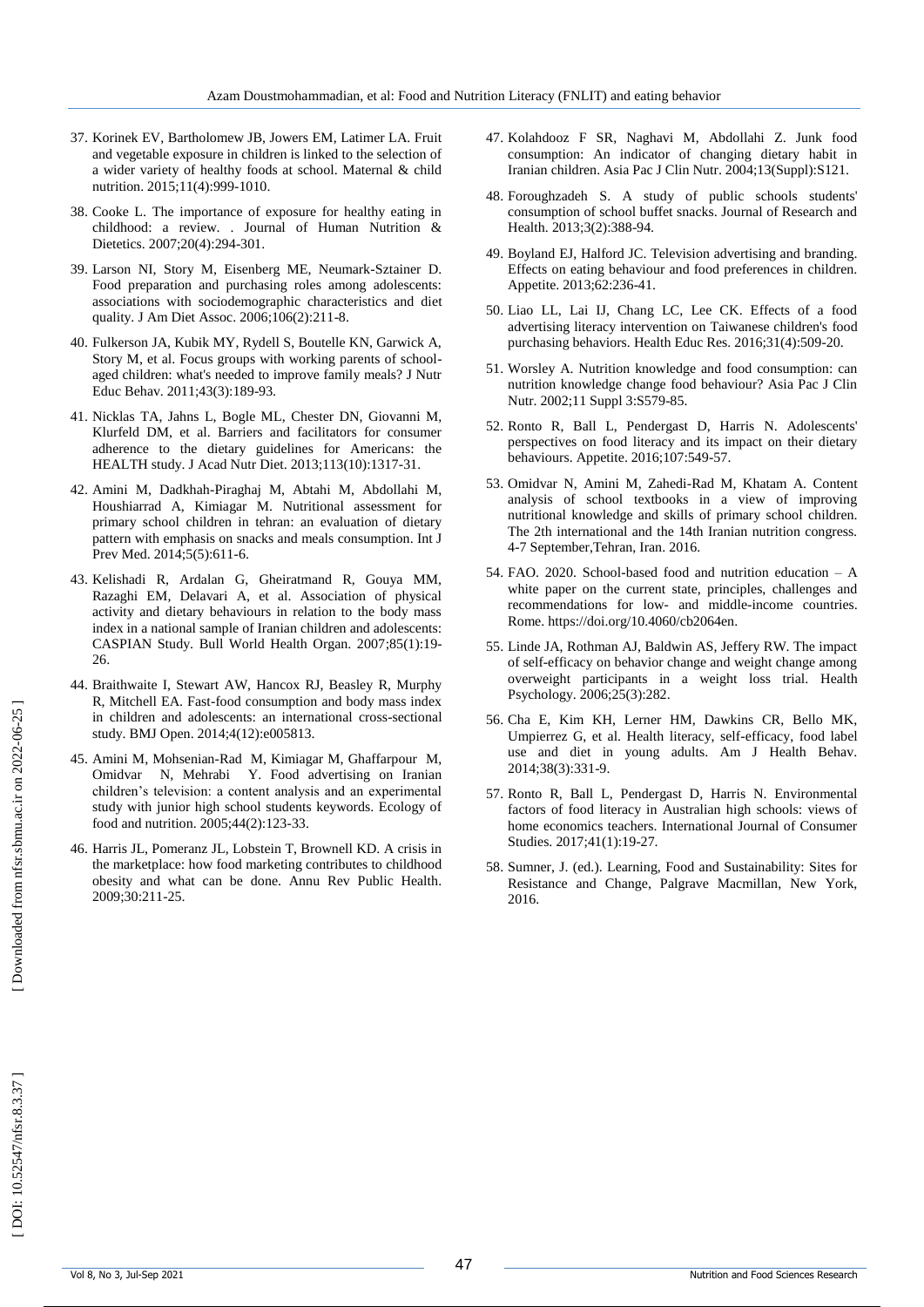37. Korinek EV, Bartholomew JB, Jowers EM, Latimer LA. Fruit and vegetable exposure in children is linked to the selection of a wider variety of healthy foods at school. Maternal & child nutrition. 2015;11(4):999-1010.

38. Cooke L. The importance of exposure for healthy eating in childhood: a review. . Journal of Human Nutrition & Dietetics. 2007;20(4):294-301.

39. Larson NI, Story M, Eisenberg ME, Neumark-Sztainer D. Food preparation and purchasing roles among adolescents: associations with sociodemographic characteristics and diet quality. J Am Diet Assoc. 2006;106(2):211-8.

40. Fulkerson JA, Kubik MY, Rydell S, Boutelle KN, Garwick A, Story M, et al. Focus groups with working parents of school-aged children: what's needed to improve family meals? J Nutr Educ Behav. 2011;43(3):189-93.

41. Nicklas TA, Jahns L, Bogle ML, Chester DN, Giovanni M, Klurfeld DM, et al. Barriers and facilitators for consumer adherence to the dietary guidelines for Americans: the HEALTH study. J Acad Nutr Diet. 2013;113(10):1317-31.

42. Amini M, Dadkhah-Piraghaj M, Abtahi M, Abdollahi M, Houshiarrad A, Kimiagar M. Nutritional assessment for primary school children in tehran: an evaluation of dietary pattern with emphasis on snacks and meals consumption. Int J Prev Med. 2014;5(5):611-6.

43. Kelishadi R, Ardalan G, Gheiratmand R, Gouya MM, Razaghi EM, Delavari A, et al. Association of physical activity and dietary behaviours in relation to the body mass index in a national sample of Iranian children and adolescents: CASPIAN Study. Bull World Health Organ. 2007;85(1):19-26.

44. Braithwaite I, Stewart AW, Hancox RJ, Beasley R, Murphy R, Mitchell EA. Fast-food consumption and body mass index in children and adolescents: an international cross-sectional study. BMJ Open. 2014;4(12):e005813.

45. Amini M, Mohsenian-Rad M, Kimiagar M, Ghaffarpour M, Omidvar N, Mehrabi Y. Food advertising on Iranian children's television: a content analysis and an experimental study with junior high school students keywords. Ecology of food and nutrition. 2005;44(2):123-33.

46. Harris JL, Pomeranz JL, Lobstein T, Brownell KD. A crisis in the marketplace: how food marketing contributes to childhood obesity and what can be done. Annu Rev Public Health. 2009;30:211-25.

47. Kolahdooz F SR, Naghavi M, Abdollahi Z. Junk food consumption: An indicator of changing dietary habit in Iranian children. Asia Pac J Clin Nutr. 2004;13(Suppl):S121.

48. Foroughzadeh S. A study of public schools students' consumption of school buffet snacks. Journal of Research and Health. 2013;3(2):388-94.

49. Boyland EJ, Halford JC. Television advertising and branding. Effects on eating behaviour and food preferences in children. Appetite. 2013;62:236-41.

50. Liao LL, Lai IJ, Chang LC, Lee CK. Effects of a food advertising literacy intervention on Taiwanese children's food purchasing behaviors. Health Educ Res. 2016;31(4):509-20.

51. Worsley A. Nutrition knowledge and food consumption: can nutrition knowledge change food behaviour? Asia Pac J Clin Nutr. 2002;11 Suppl 3:S579-85.

52. Ronto R, Ball L, Pendergast D, Harris N. Adolescents' perspectives on food literacy and its impact on their dietary behaviours. Appetite. 2016;107:549-57.

53. Omidvar N, Amini M, Zahedi-Rad M, Khatam A. Content analysis of school textbooks in a view of improving nutritional knowledge and skills of primary school children. The 2th international and the 14th Iranian nutrition congress. 4-7 September,Tehran, Iran. 2016.

54. FAO. 2020. School-based food and nutrition education – A white paper on the current state, principles, challenges and recommendations for low- and middle-income countries. Rome. https://doi.org/10.4060/cb2064en.

55. Linde JA, Rothman AJ, Baldwin AS, Jeffery RW. The impact of self-efficacy on behavior change and weight change among overweight participants in a weight loss trial. Health Psychology. 2006;25(3):282.

56. Cha E, Kim KH, Lerner HM, Dawkins CR, Bello MK, Umpierrez G, et al. Health literacy, self-efficacy, food label use and diet in young adults. Am J Health Behav. 2014;38(3):331-9.

57. Ronto R, Ball L, Pendergast D, Harris N. Environmental factors of food literacy in Australian high schools: views of home economics teachers. International Journal of Consumer Studies. 2017;41(1):19-27.

58. Sumner, J. (ed.). Learning, Food and Sustainability: Sites for Resistance and Change, Palgrave Macmillan, New York, 2016.